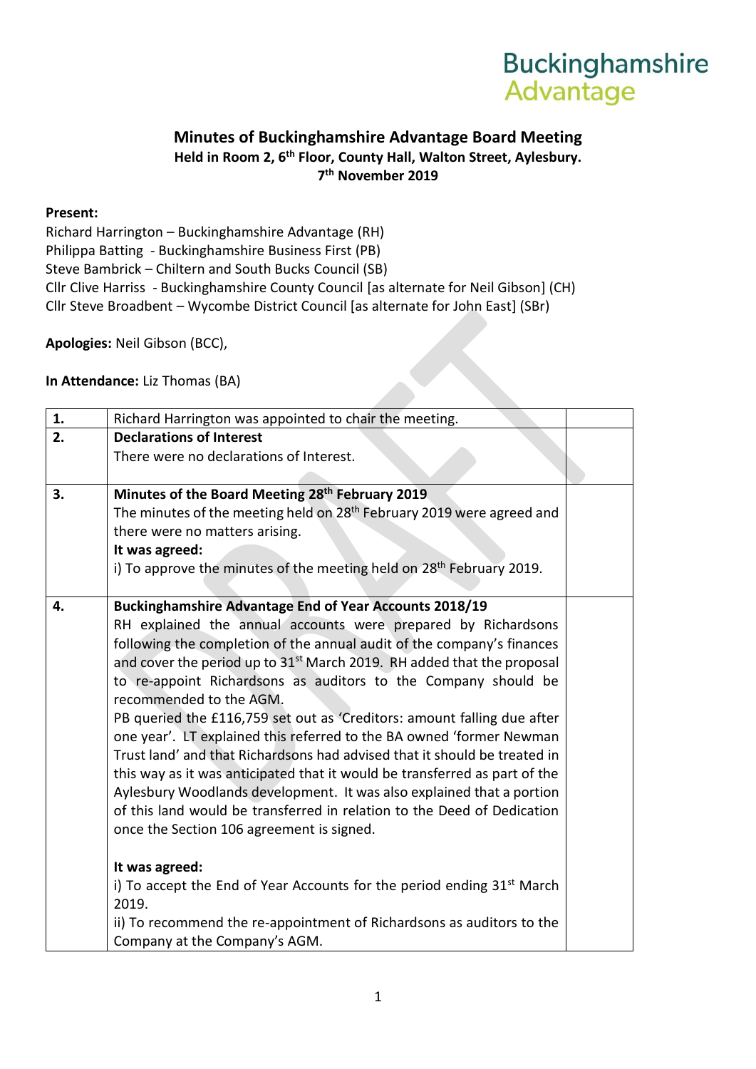Buckinghamshire Advantage

# Minutes of Buckinghamshire Advantage Board Meeting

**Held in Room 2, 6th Floor, County Hall, Walton Street, Aylesbury.**
**7th November 2019**

**Present:**
Richard Harrington – Buckinghamshire Advantage (RH)
Philippa Batting - Buckinghamshire Business First (PB)
Steve Bambrick – Chiltern and South Bucks Council (SB)
Cllr Clive Harriss - Buckinghamshire County Council [as alternate for Neil Gibson] (CH)
Cllr Steve Broadbent – Wycombe District Council [as alternate for John East] (SBr)

**Apologies:** Neil Gibson (BCC),

**In Attendance:** Liz Thomas (BA)

| | | |
|---|---|---|
| **1.** | Richard Harrington was appointed to chair the meeting. | |
| **2.** | **Declarations of Interest**<br>There were no declarations of Interest. | |
| **3.** | **Minutes of the Board Meeting 28th February 2019**<br>The minutes of the meeting held on 28th February 2019 were agreed and there were no matters arising.<br>**It was agreed:**<br>i) To approve the minutes of the meeting held on 28th February 2019. | |
| **4.** | **Buckinghamshire Advantage End of Year Accounts 2018/19**<br>RH explained the annual accounts were prepared by Richardsons following the completion of the annual audit of the company's finances and cover the period up to 31st March 2019. RH added that the proposal to re-appoint Richardsons as auditors to the Company should be recommended to the AGM.<br>PB queried the £116,759 set out as 'Creditors: amount falling due after one year'. LT explained this referred to the BA owned 'former Newman Trust land' and that Richardsons had advised that it should be treated in this way as it was anticipated that it would be transferred as part of the Aylesbury Woodlands development. It was also explained that a portion of this land would be transferred in relation to the Deed of Dedication once the Section 106 agreement is signed.<br><br>**It was agreed:**<br>i) To accept the End of Year Accounts for the period ending 31st March 2019.<br>ii) To recommend the re-appointment of Richardsons as auditors to the Company at the Company's AGM. | |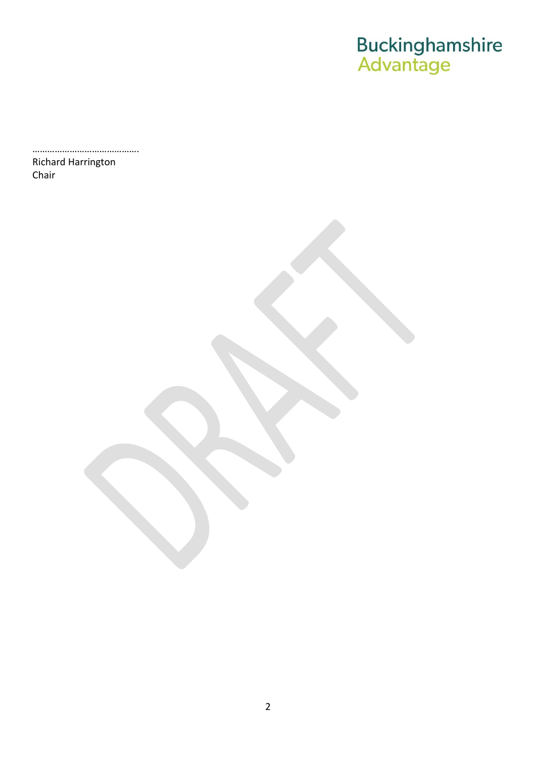…………………………………….
Richard Harrington
Chair